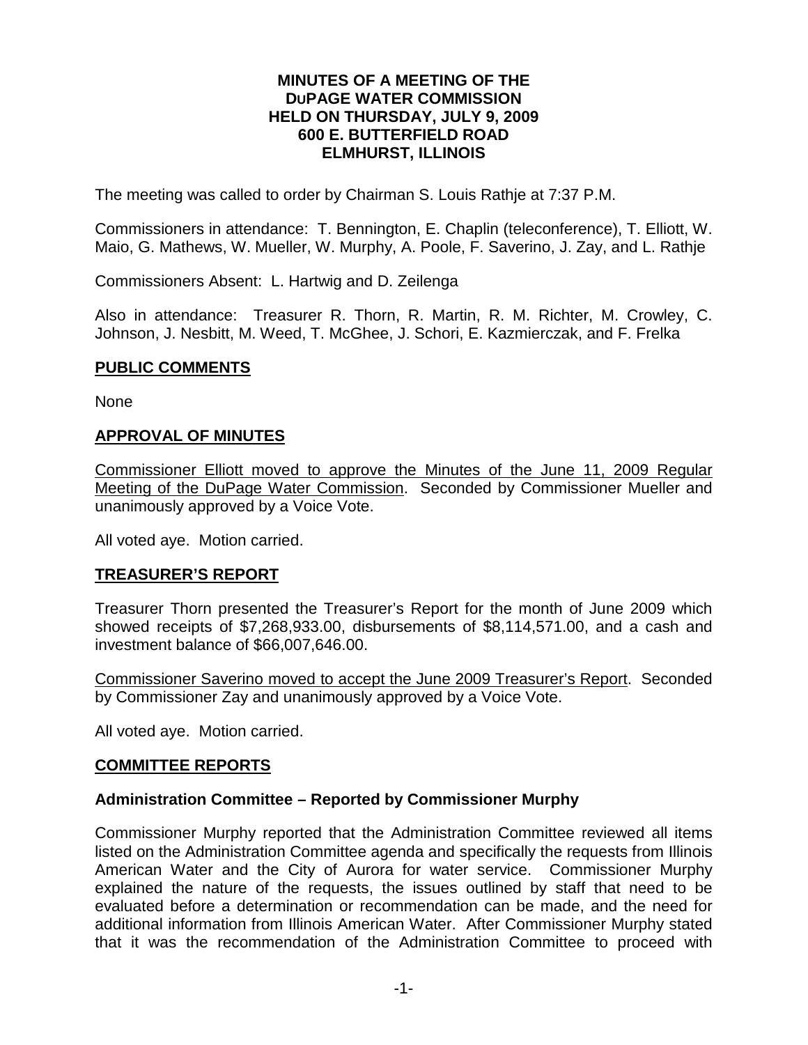**MINUTES OF A MEETING OF THE DuPAGE WATER COMMISSION HELD ON THURSDAY, JULY 9, 2009 600 E. BUTTERFIELD ROAD ELMHURST, ILLINOIS**

The meeting was called to order by Chairman S. Louis Rathje at 7:37 P.M.

Commissioners in attendance: T. Bennington, E. Chaplin (teleconference), T. Elliott, W. Maio, G. Mathews, W. Mueller, W. Murphy, A. Poole, F. Saverino, J. Zay, and L. Rathje

Commissioners Absent: L. Hartwig and D. Zeilenga

Also in attendance: Treasurer R. Thorn, R. Martin, R. M. Richter, M. Crowley, C. Johnson, J. Nesbitt, M. Weed, T. McGhee, J. Schori, E. Kazmierczak, and F. Frelka

## PUBLIC COMMENTS

None

## APPROVAL OF MINUTES

Commissioner Elliott moved to approve the Minutes of the June 11, 2009 Regular Meeting of the DuPage Water Commission. Seconded by Commissioner Mueller and unanimously approved by a Voice Vote.

All voted aye. Motion carried.

## TREASURER'S REPORT

Treasurer Thorn presented the Treasurer's Report for the month of June 2009 which showed receipts of $7,268,933.00, disbursements of $8,114,571.00, and a cash and investment balance of $66,007,646.00.

Commissioner Saverino moved to accept the June 2009 Treasurer's Report. Seconded by Commissioner Zay and unanimously approved by a Voice Vote.

All voted aye. Motion carried.

## COMMITTEE REPORTS

### Administration Committee – Reported by Commissioner Murphy

Commissioner Murphy reported that the Administration Committee reviewed all items listed on the Administration Committee agenda and specifically the requests from Illinois American Water and the City of Aurora for water service. Commissioner Murphy explained the nature of the requests, the issues outlined by staff that need to be evaluated before a determination or recommendation can be made, and the need for additional information from Illinois American Water. After Commissioner Murphy stated that it was the recommendation of the Administration Committee to proceed with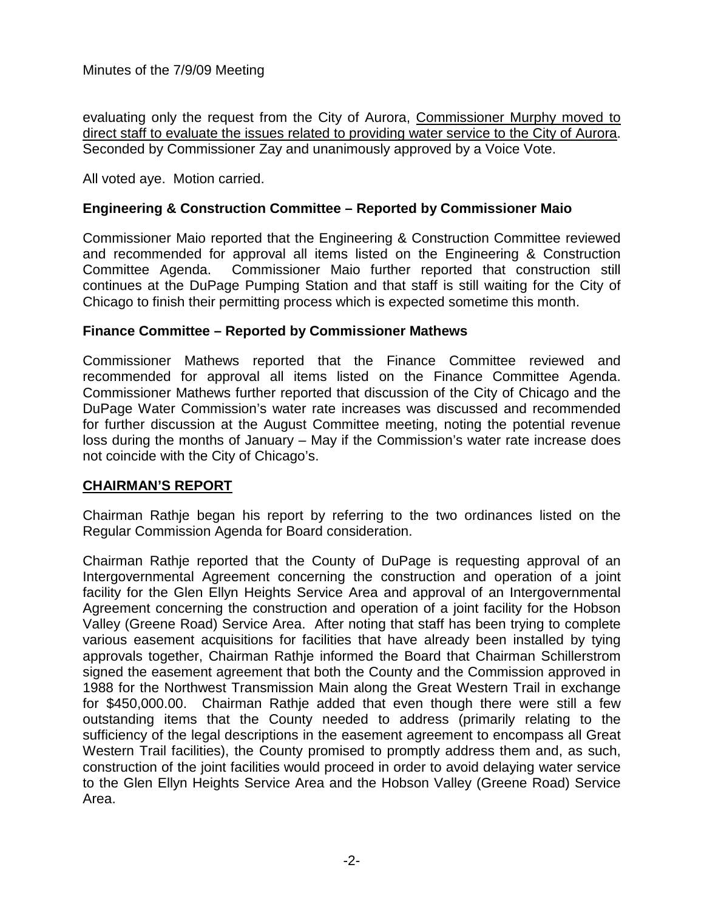evaluating only the request from the City of Aurora, <u>Commissioner Murphy moved to direct staff to evaluate the issues related to providing water service to the City of Aurora</u>. Seconded by Commissioner Zay and unanimously approved by a Voice Vote.

All voted aye. Motion carried.

**Engineering & Construction Committee – Reported by Commissioner Maio**

Commissioner Maio reported that the Engineering & Construction Committee reviewed and recommended for approval all items listed on the Engineering & Construction Committee Agenda. Commissioner Maio further reported that construction still continues at the DuPage Pumping Station and that staff is still waiting for the City of Chicago to finish their permitting process which is expected sometime this month.

**Finance Committee – Reported by Commissioner Mathews**

Commissioner Mathews reported that the Finance Committee reviewed and recommended for approval all items listed on the Finance Committee Agenda. Commissioner Mathews further reported that discussion of the City of Chicago and the DuPage Water Commission's water rate increases was discussed and recommended for further discussion at the August Committee meeting, noting the potential revenue loss during the months of January – May if the Commission's water rate increase does not coincide with the City of Chicago's.

## <u>CHAIRMAN'S REPORT</u>

Chairman Rathje began his report by referring to the two ordinances listed on the Regular Commission Agenda for Board consideration.

Chairman Rathje reported that the County of DuPage is requesting approval of an Intergovernmental Agreement concerning the construction and operation of a joint facility for the Glen Ellyn Heights Service Area and approval of an Intergovernmental Agreement concerning the construction and operation of a joint facility for the Hobson Valley (Greene Road) Service Area. After noting that staff has been trying to complete various easement acquisitions for facilities that have already been installed by tying approvals together, Chairman Rathje informed the Board that Chairman Schillerstrom signed the easement agreement that both the County and the Commission approved in 1988 for the Northwest Transmission Main along the Great Western Trail in exchange for $450,000.00. Chairman Rathje added that even though there were still a few outstanding items that the County needed to address (primarily relating to the sufficiency of the legal descriptions in the easement agreement to encompass all Great Western Trail facilities), the County promised to promptly address them and, as such, construction of the joint facilities would proceed in order to avoid delaying water service to the Glen Ellyn Heights Service Area and the Hobson Valley (Greene Road) Service Area.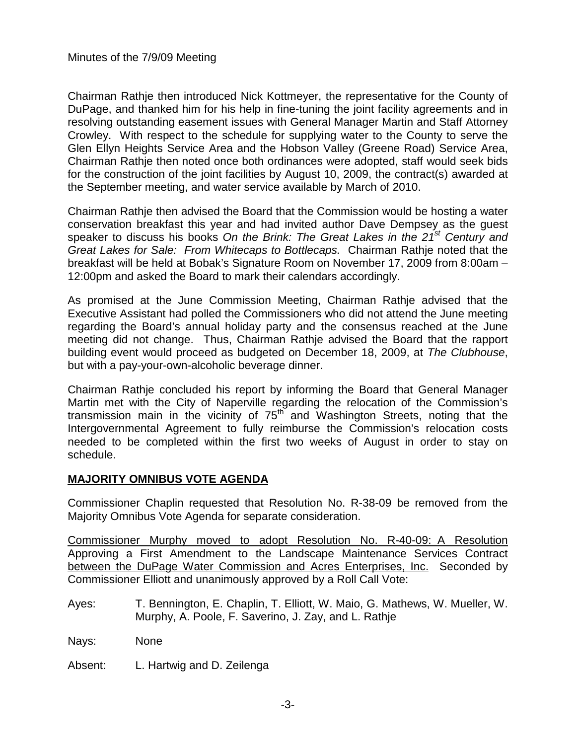Chairman Rathje then introduced Nick Kottmeyer, the representative for the County of DuPage, and thanked him for his help in fine-tuning the joint facility agreements and in resolving outstanding easement issues with General Manager Martin and Staff Attorney Crowley. With respect to the schedule for supplying water to the County to serve the Glen Ellyn Heights Service Area and the Hobson Valley (Greene Road) Service Area, Chairman Rathje then noted once both ordinances were adopted, staff would seek bids for the construction of the joint facilities by August 10, 2009, the contract(s) awarded at the September meeting, and water service available by March of 2010.

Chairman Rathje then advised the Board that the Commission would be hosting a water conservation breakfast this year and had invited author Dave Dempsey as the guest speaker to discuss his books *On the Brink: The Great Lakes in the 21st Century and Great Lakes for Sale: From Whitecaps to Bottlecaps.* Chairman Rathje noted that the breakfast will be held at Bobak's Signature Room on November 17, 2009 from 8:00am – 12:00pm and asked the Board to mark their calendars accordingly.

As promised at the June Commission Meeting, Chairman Rathje advised that the Executive Assistant had polled the Commissioners who did not attend the June meeting regarding the Board's annual holiday party and the consensus reached at the June meeting did not change. Thus, Chairman Rathje advised the Board that the rapport building event would proceed as budgeted on December 18, 2009, at *The Clubhouse*, but with a pay-your-own-alcoholic beverage dinner.

Chairman Rathje concluded his report by informing the Board that General Manager Martin met with the City of Naperville regarding the relocation of the Commission's transmission main in the vicinity of 75th and Washington Streets, noting that the Intergovernmental Agreement to fully reimburse the Commission's relocation costs needed to be completed within the first two weeks of August in order to stay on schedule.

## MAJORITY OMNIBUS VOTE AGENDA

Commissioner Chaplin requested that Resolution No. R-38-09 be removed from the Majority Omnibus Vote Agenda for separate consideration.

Commissioner Murphy moved to adopt Resolution No. R-40-09: A Resolution Approving a First Amendment to the Landscape Maintenance Services Contract between the DuPage Water Commission and Acres Enterprises, Inc. Seconded by Commissioner Elliott and unanimously approved by a Roll Call Vote:

Ayes: T. Bennington, E. Chaplin, T. Elliott, W. Maio, G. Mathews, W. Mueller, W. Murphy, A. Poole, F. Saverino, J. Zay, and L. Rathje

Nays: None

Absent: L. Hartwig and D. Zeilenga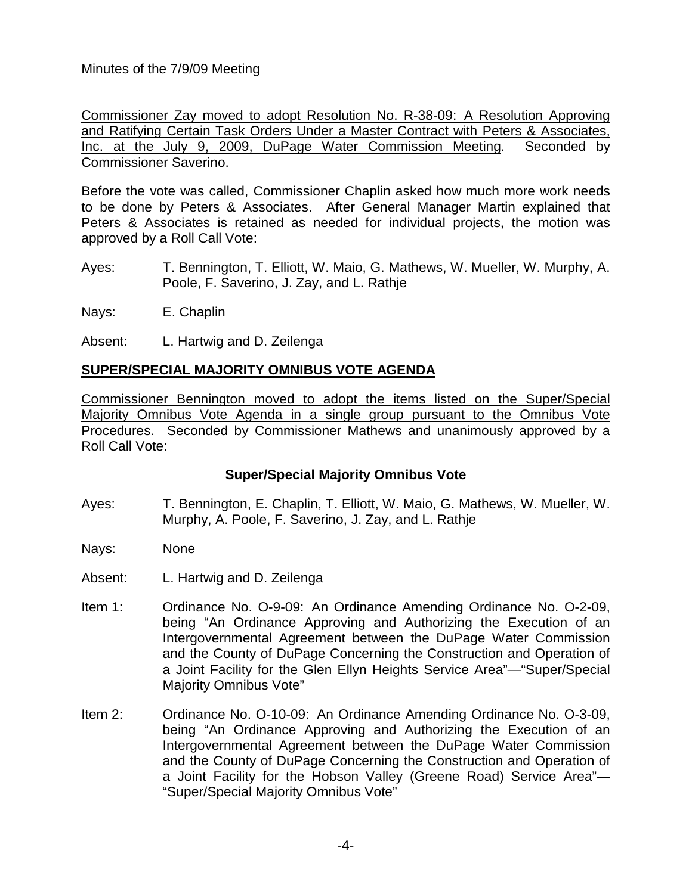Minutes of the 7/9/09 Meeting

<u>Commissioner Zay moved to adopt Resolution No. R-38-09: A Resolution Approving and Ratifying Certain Task Orders Under a Master Contract with Peters & Associates, Inc. at the July 9, 2009, DuPage Water Commission Meeting</u>. Seconded by Commissioner Saverino.

Before the vote was called, Commissioner Chaplin asked how much more work needs to be done by Peters & Associates. After General Manager Martin explained that Peters & Associates is retained as needed for individual projects, the motion was approved by a Roll Call Vote:

Ayes: T. Bennington, T. Elliott, W. Maio, G. Mathews, W. Mueller, W. Murphy, A. Poole, F. Saverino, J. Zay, and L. Rathje

Nays: E. Chaplin

Absent: L. Hartwig and D. Zeilenga

## SUPER/SPECIAL MAJORITY OMNIBUS VOTE AGENDA

<u>Commissioner Bennington moved to adopt the items listed on the Super/Special Majority Omnibus Vote Agenda in a single group pursuant to the Omnibus Vote Procedures</u>. Seconded by Commissioner Mathews and unanimously approved by a Roll Call Vote:

### Super/Special Majority Omnibus Vote

Ayes: T. Bennington, E. Chaplin, T. Elliott, W. Maio, G. Mathews, W. Mueller, W. Murphy, A. Poole, F. Saverino, J. Zay, and L. Rathje

Nays: None

Absent: L. Hartwig and D. Zeilenga

Item 1: Ordinance No. O-9-09: An Ordinance Amending Ordinance No. O-2-09, being "An Ordinance Approving and Authorizing the Execution of an Intergovernmental Agreement between the DuPage Water Commission and the County of DuPage Concerning the Construction and Operation of a Joint Facility for the Glen Ellyn Heights Service Area"—"Super/Special Majority Omnibus Vote"

Item 2: Ordinance No. O-10-09: An Ordinance Amending Ordinance No. O-3-09, being "An Ordinance Approving and Authorizing the Execution of an Intergovernmental Agreement between the DuPage Water Commission and the County of DuPage Concerning the Construction and Operation of a Joint Facility for the Hobson Valley (Greene Road) Service Area"—"Super/Special Majority Omnibus Vote"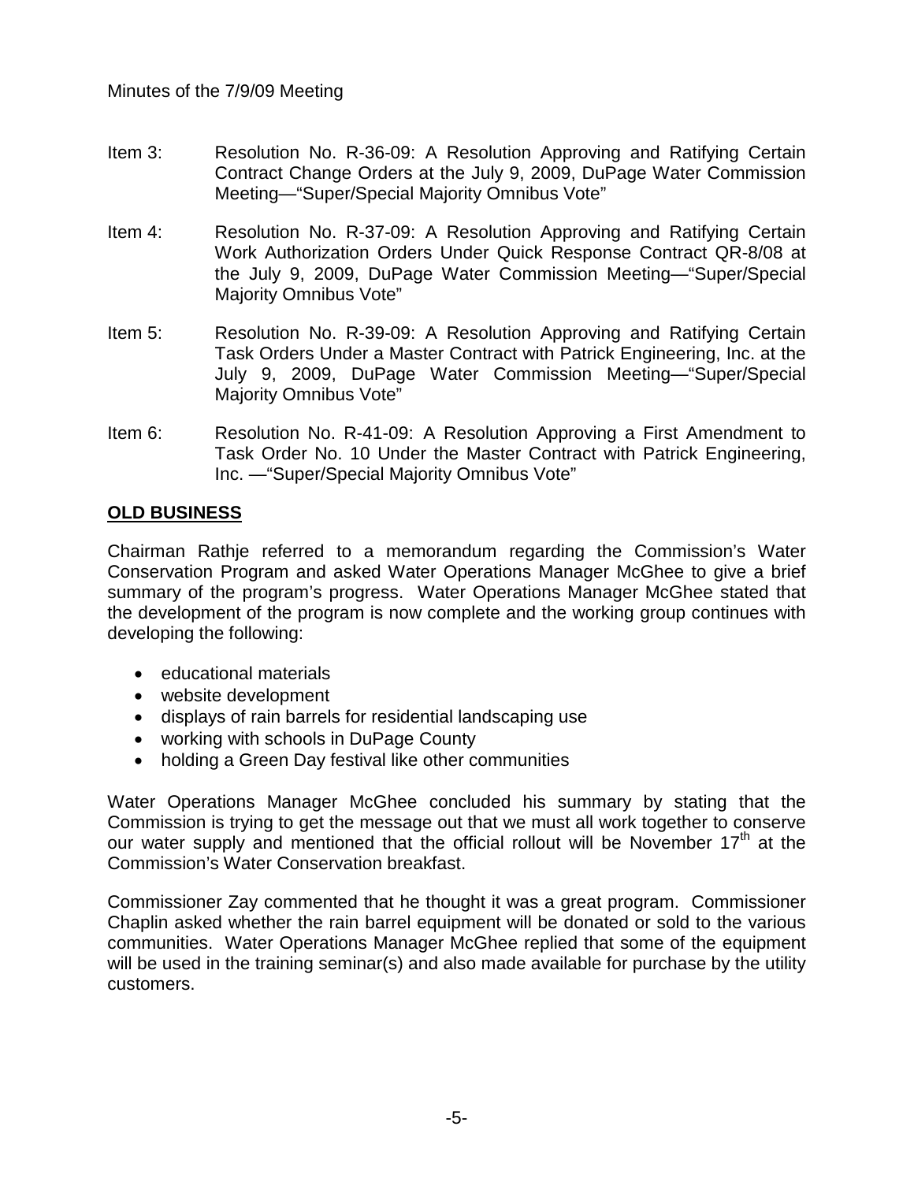Item 3: Resolution No. R-36-09: A Resolution Approving and Ratifying Certain Contract Change Orders at the July 9, 2009, DuPage Water Commission Meeting—"Super/Special Majority Omnibus Vote"

Item 4: Resolution No. R-37-09: A Resolution Approving and Ratifying Certain Work Authorization Orders Under Quick Response Contract QR-8/08 at the July 9, 2009, DuPage Water Commission Meeting—"Super/Special Majority Omnibus Vote"

Item 5: Resolution No. R-39-09: A Resolution Approving and Ratifying Certain Task Orders Under a Master Contract with Patrick Engineering, Inc. at the July 9, 2009, DuPage Water Commission Meeting—"Super/Special Majority Omnibus Vote"

Item 6: Resolution No. R-41-09: A Resolution Approving a First Amendment to Task Order No. 10 Under the Master Contract with Patrick Engineering, Inc. —"Super/Special Majority Omnibus Vote"

## OLD BUSINESS

Chairman Rathje referred to a memorandum regarding the Commission's Water Conservation Program and asked Water Operations Manager McGhee to give a brief summary of the program's progress. Water Operations Manager McGhee stated that the development of the program is now complete and the working group continues with developing the following:

- educational materials
- website development
- displays of rain barrels for residential landscaping use
- working with schools in DuPage County
- holding a Green Day festival like other communities

Water Operations Manager McGhee concluded his summary by stating that the Commission is trying to get the message out that we must all work together to conserve our water supply and mentioned that the official rollout will be November 17th at the Commission's Water Conservation breakfast.

Commissioner Zay commented that he thought it was a great program. Commissioner Chaplin asked whether the rain barrel equipment will be donated or sold to the various communities. Water Operations Manager McGhee replied that some of the equipment will be used in the training seminar(s) and also made available for purchase by the utility customers.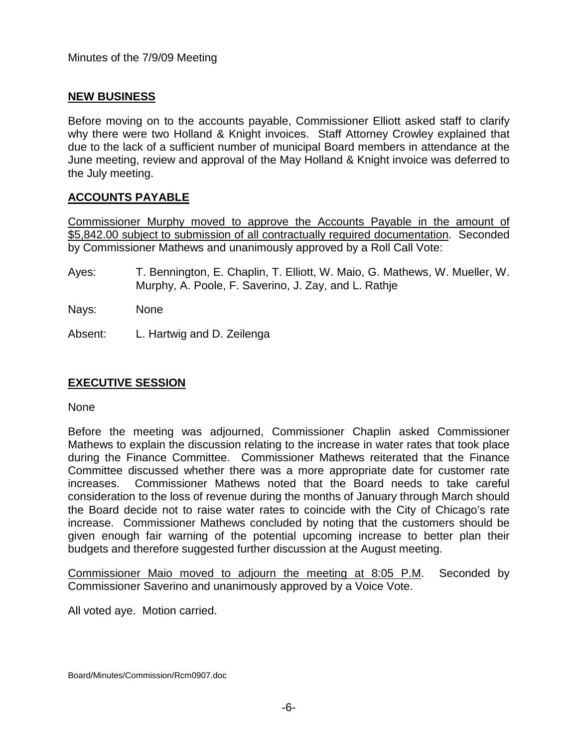Minutes of the 7/9/09 Meeting

## NEW BUSINESS

Before moving on to the accounts payable, Commissioner Elliott asked staff to clarify why there were two Holland & Knight invoices. Staff Attorney Crowley explained that due to the lack of a sufficient number of municipal Board members in attendance at the June meeting, review and approval of the May Holland & Knight invoice was deferred to the July meeting.

## ACCOUNTS PAYABLE

Commissioner Murphy moved to approve the Accounts Payable in the amount of $5,842.00 subject to submission of all contractually required documentation. Seconded by Commissioner Mathews and unanimously approved by a Roll Call Vote:

Ayes: T. Bennington, E. Chaplin, T. Elliott, W. Maio, G. Mathews, W. Mueller, W. Murphy, A. Poole, F. Saverino, J. Zay, and L. Rathje

Nays: None

Absent: L. Hartwig and D. Zeilenga

## EXECUTIVE SESSION

None

Before the meeting was adjourned, Commissioner Chaplin asked Commissioner Mathews to explain the discussion relating to the increase in water rates that took place during the Finance Committee. Commissioner Mathews reiterated that the Finance Committee discussed whether there was a more appropriate date for customer rate increases. Commissioner Mathews noted that the Board needs to take careful consideration to the loss of revenue during the months of January through March should the Board decide not to raise water rates to coincide with the City of Chicago's rate increase. Commissioner Mathews concluded by noting that the customers should be given enough fair warning of the potential upcoming increase to better plan their budgets and therefore suggested further discussion at the August meeting.

Commissioner Maio moved to adjourn the meeting at 8:05 P.M. Seconded by Commissioner Saverino and unanimously approved by a Voice Vote.

All voted aye. Motion carried.

Board/Minutes/Commission/Rcm0907.doc